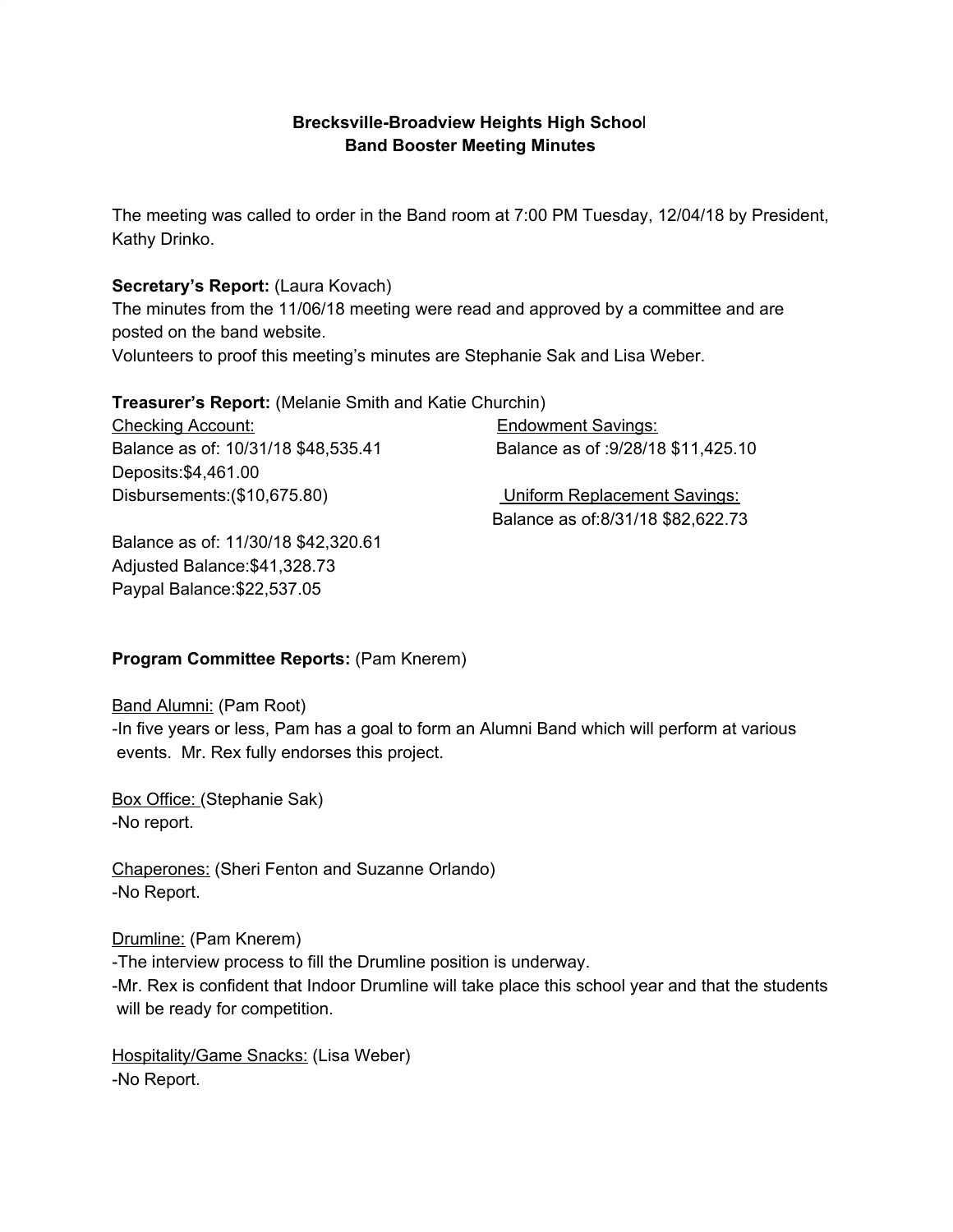**Brecksville-Broadview Heights High School**
**Band Booster Meeting Minutes**

The meeting was called to order in the Band room at 7:00 PM Tuesday, 12/04/18 by President, Kathy Drinko.

**Secretary's Report:** (Laura Kovach)
The minutes from the 11/06/18 meeting were read and approved by a committee and are posted on the band website.
Volunteers to proof this meeting's minutes are Stephanie Sak and Lisa Weber.

**Treasurer's Report:** (Melanie Smith and Katie Churchin)

Checking Account:
Balance as of: 10/31/18 $48,535.41
Deposits:$4,461.00
Disbursements:($10,675.80)

Balance as of: 11/30/18 $42,320.61
Adjusted Balance:$41,328.73
Paypal Balance:$22,537.05

Endowment Savings:
Balance as of :9/28/18 $11,425.10

Uniform Replacement Savings:
Balance as of:8/31/18 $82,622.73

**Program Committee Reports:** (Pam Knerem)

Band Alumni: (Pam Root)
-In five years or less, Pam has a goal to form an Alumni Band which will perform at various events. Mr. Rex fully endorses this project.

Box Office: (Stephanie Sak)
-No report.

Chaperones: (Sheri Fenton and Suzanne Orlando)
-No Report.

Drumline: (Pam Knerem)
-The interview process to fill the Drumline position is underway.
-Mr. Rex is confident that Indoor Drumline will take place this school year and that the students will be ready for competition.

Hospitality/Game Snacks: (Lisa Weber)
-No Report.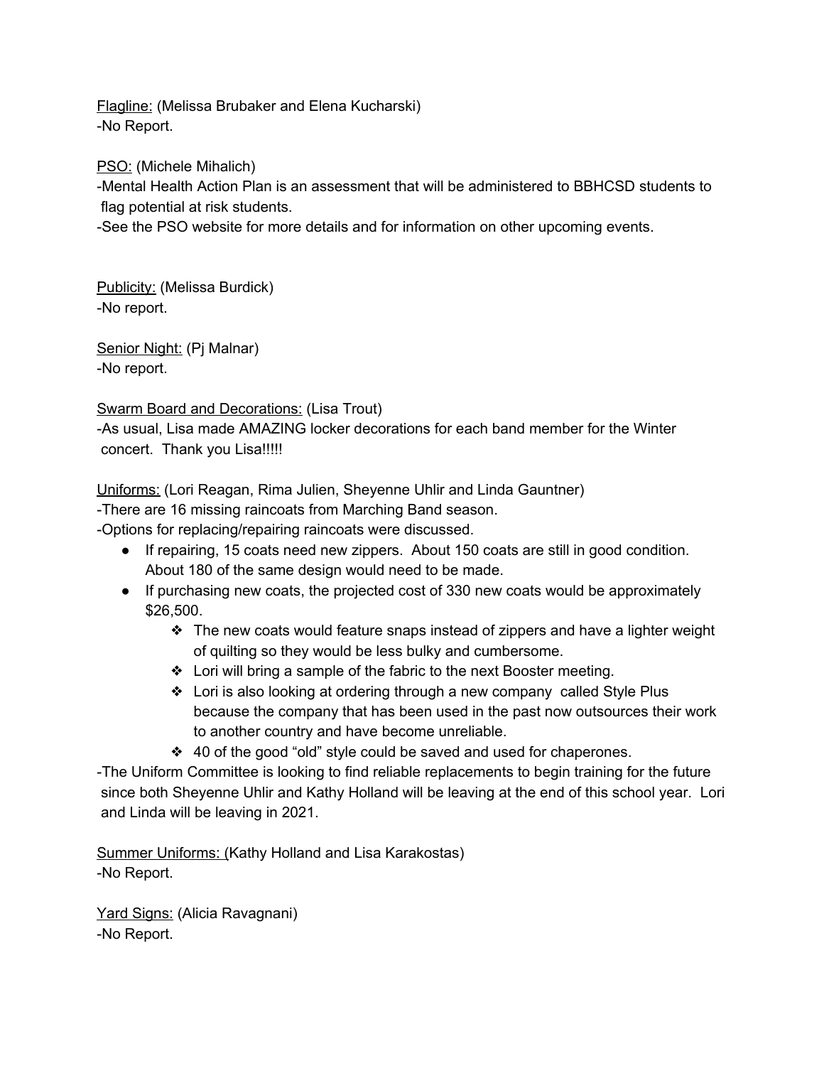<u>Flagline:</u> (Melissa Brubaker and Elena Kucharski)
-No Report.

<u>PSO:</u> (Michele Mihalich)
-Mental Health Action Plan is an assessment that will be administered to BBHCSD students to flag potential at risk students.
-See the PSO website for more details and for information on other upcoming events.

<u>Publicity:</u> (Melissa Burdick)
-No report.

<u>Senior Night:</u> (Pj Malnar)
-No report.

<u>Swarm Board and Decorations:</u> (Lisa Trout)
-As usual, Lisa made AMAZING locker decorations for each band member for the Winter concert. Thank you Lisa!!!!!

<u>Uniforms:</u> (Lori Reagan, Rima Julien, Sheyenne Uhlir and Linda Gauntner)
-There are 16 missing raincoats from Marching Band season.
-Options for replacing/repairing raincoats were discussed.

- If repairing, 15 coats need new zippers. About 150 coats are still in good condition. About 180 of the same design would need to be made.
- If purchasing new coats, the projected cost of 330 new coats would be approximately $26,500.
    - The new coats would feature snaps instead of zippers and have a lighter weight of quilting so they would be less bulky and cumbersome.
    - Lori will bring a sample of the fabric to the next Booster meeting.
    - Lori is also looking at ordering through a new company called Style Plus because the company that has been used in the past now outsources their work to another country and have become unreliable.
    - 40 of the good "old" style could be saved and used for chaperones.

-The Uniform Committee is looking to find reliable replacements to begin training for the future since both Sheyenne Uhlir and Kathy Holland will be leaving at the end of this school year. Lori and Linda will be leaving in 2021.

<u>Summer Uniforms: (</u>Kathy Holland and Lisa Karakostas)
-No Report.

<u>Yard Signs:</u> (Alicia Ravagnani)
-No Report.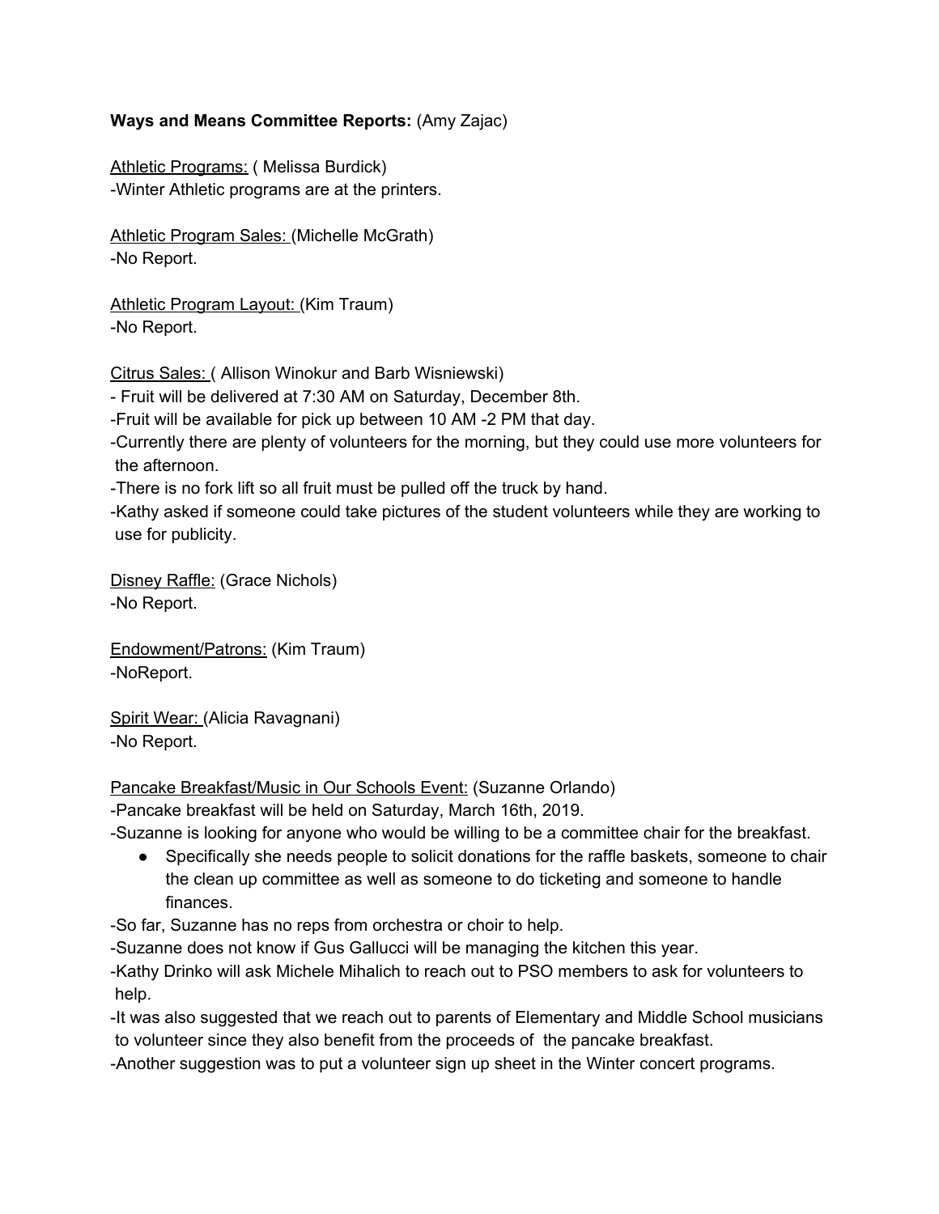**Ways and Means Committee Reports:** (Amy Zajac)

<u>Athletic Programs:</u> ( Melissa Burdick)
-Winter Athletic programs are at the printers.

<u>Athletic Program Sales:</u> (Michelle McGrath)
-No Report.

<u>Athletic Program Layout:</u> (Kim Traum)
-No Report.

<u>Citrus Sales:</u> ( Allison Winokur and Barb Wisniewski)
- Fruit will be delivered at 7:30 AM on Saturday, December 8th.
-Fruit will be available for pick up between 10 AM -2 PM that day.
-Currently there are plenty of volunteers for the morning, but they could use more volunteers for the afternoon.
-There is no fork lift so all fruit must be pulled off the truck by hand.
-Kathy asked if someone could take pictures of the student volunteers while they are working to use for publicity.

<u>Disney Raffle:</u> (Grace Nichols)
-No Report.

<u>Endowment/Patrons:</u> (Kim Traum)
-NoReport.

<u>Spirit Wear:</u> (Alicia Ravagnani)
-No Report.

<u>Pancake Breakfast/Music in Our Schools Event:</u> (Suzanne Orlando)
-Pancake breakfast will be held on Saturday, March 16th, 2019.
-Suzanne is looking for anyone who would be willing to be a committee chair for the breakfast.

- Specifically she needs people to solicit donations for the raffle baskets, someone to chair the clean up committee as well as someone to do ticketing and someone to handle finances.

-So far, Suzanne has no reps from orchestra or choir to help.
-Suzanne does not know if Gus Gallucci will be managing the kitchen this year.
-Kathy Drinko will ask Michele Mihalich to reach out to PSO members to ask for volunteers to help.
-It was also suggested that we reach out to parents of Elementary and Middle School musicians to volunteer since they also benefit from the proceeds of the pancake breakfast.
-Another suggestion was to put a volunteer sign up sheet in the Winter concert programs.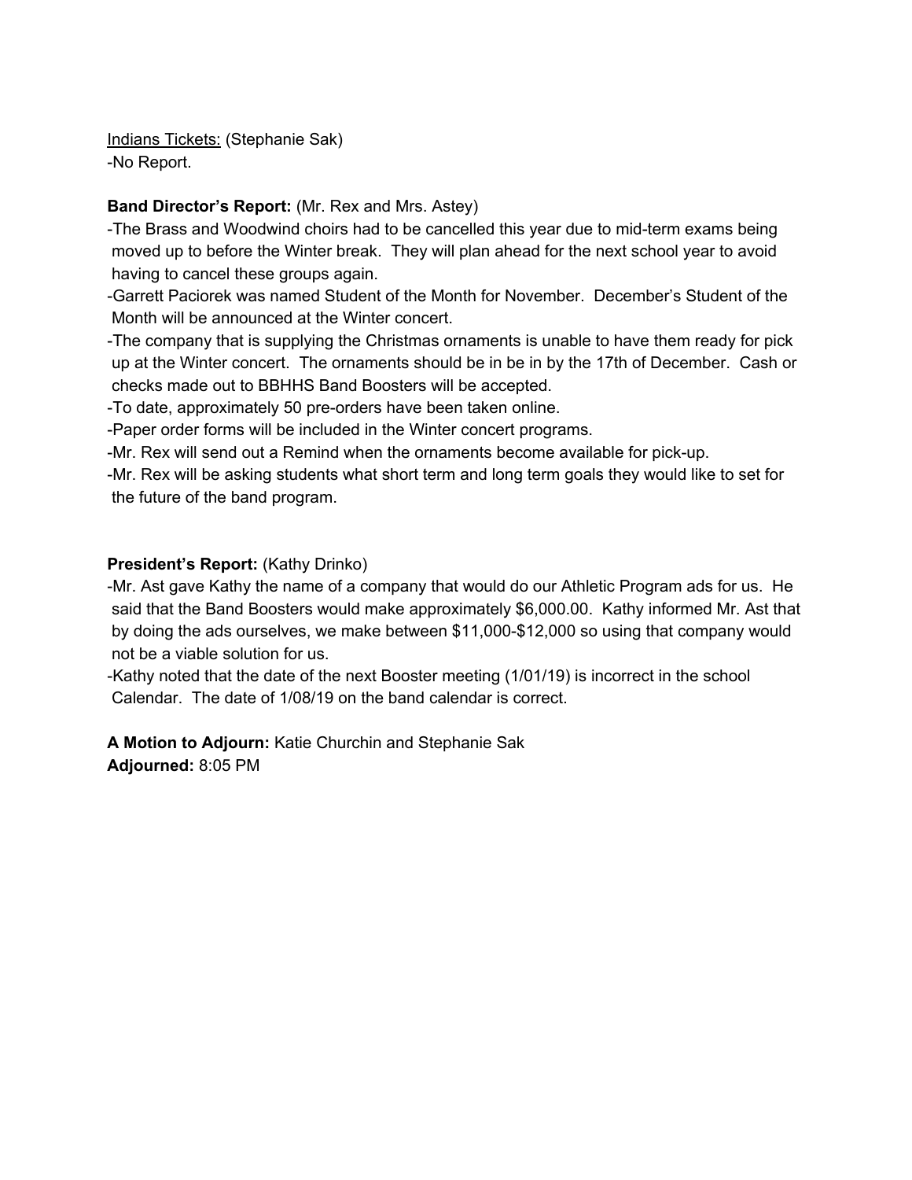Indians Tickets: (Stephanie Sak)
-No Report.

**Band Director's Report:** (Mr. Rex and Mrs. Astey)
-The Brass and Woodwind choirs had to be cancelled this year due to mid-term exams being moved up to before the Winter break. They will plan ahead for the next school year to avoid having to cancel these groups again.
-Garrett Paciorek was named Student of the Month for November. December's Student of the Month will be announced at the Winter concert.
-The company that is supplying the Christmas ornaments is unable to have them ready for pick up at the Winter concert. The ornaments should be in be in by the 17th of December. Cash or checks made out to BBHHS Band Boosters will be accepted.
-To date, approximately 50 pre-orders have been taken online.
-Paper order forms will be included in the Winter concert programs.
-Mr. Rex will send out a Remind when the ornaments become available for pick-up.
-Mr. Rex will be asking students what short term and long term goals they would like to set for the future of the band program.

**President's Report:** (Kathy Drinko)
-Mr. Ast gave Kathy the name of a company that would do our Athletic Program ads for us. He said that the Band Boosters would make approximately $6,000.00. Kathy informed Mr. Ast that by doing the ads ourselves, we make between $11,000-$12,000 so using that company would not be a viable solution for us.
-Kathy noted that the date of the next Booster meeting (1/01/19) is incorrect in the school Calendar. The date of 1/08/19 on the band calendar is correct.

**A Motion to Adjourn:** Katie Churchin and Stephanie Sak
**Adjourned:** 8:05 PM